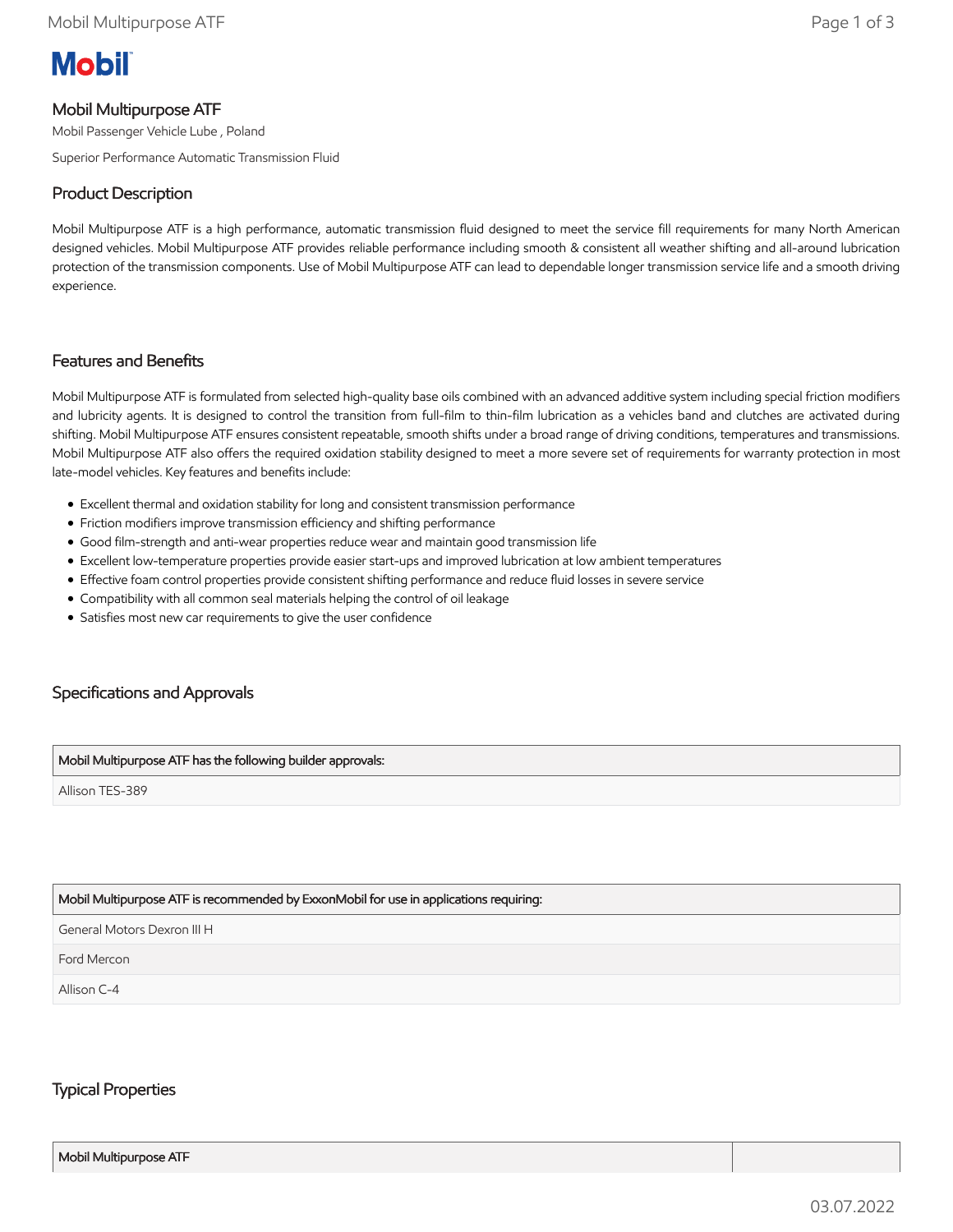**Mobil**

# Mobil Multipurpose ATF

Mobil Passenger Vehicle Lube , Poland

Superior Performance Automatic Transmission Fluid

## Product Description

Mobil Multipurpose ATF is a high performance, automatic transmission fluid designed to meet the service fill requirements for many North American designed vehicles. Mobil Multipurpose ATF provides reliable performance including smooth & consistent all weather shifting and all-around lubrication protection of the transmission components. Use of Mobil Multipurpose ATF can lead to dependable longer transmission service life and a smooth driving experience.

## Features and Benefits

Mobil Multipurpose ATF is formulated from selected high-quality base oils combined with an advanced additive system including special friction modifiers and lubricity agents. It is designed to control the transition from full-film to thin-film lubrication as a vehicles band and clutches are activated during shifting. Mobil Multipurpose ATF ensures consistent repeatable, smooth shifts under a broad range of driving conditions, temperatures and transmissions. Mobil Multipurpose ATF also offers the required oxidation stability designed to meet a more severe set of requirements for warranty protection in most late-model vehicles. Key features and benefits include:

- Excellent thermal and oxidation stability for long and consistent transmission performance
- Friction modifiers improve transmission efficiency and shifting performance
- Good film-strength and anti-wear properties reduce wear and maintain good transmission life
- Excellent low-temperature properties provide easier start-ups and improved lubrication at low ambient temperatures
- Effective foam control properties provide consistent shifting performance and reduce fluid losses in severe service
- Compatibility with all common seal materials helping the control of oil leakage
- Satisfies most new car requirements to give the user confidence

## Specifications and Approvals

| Mobil Multipurpose ATF has the following builder approvals: |
|---|
| Allison TES-389 |

| Mobil Multipurpose ATF is recommended by ExxonMobil for use in applications requiring: |
|---|
| General Motors Dexron III H |
| Ford Mercon |
| Allison C-4 |

## Typical Properties

| Mobil Multipurpose ATF | |
|---|---|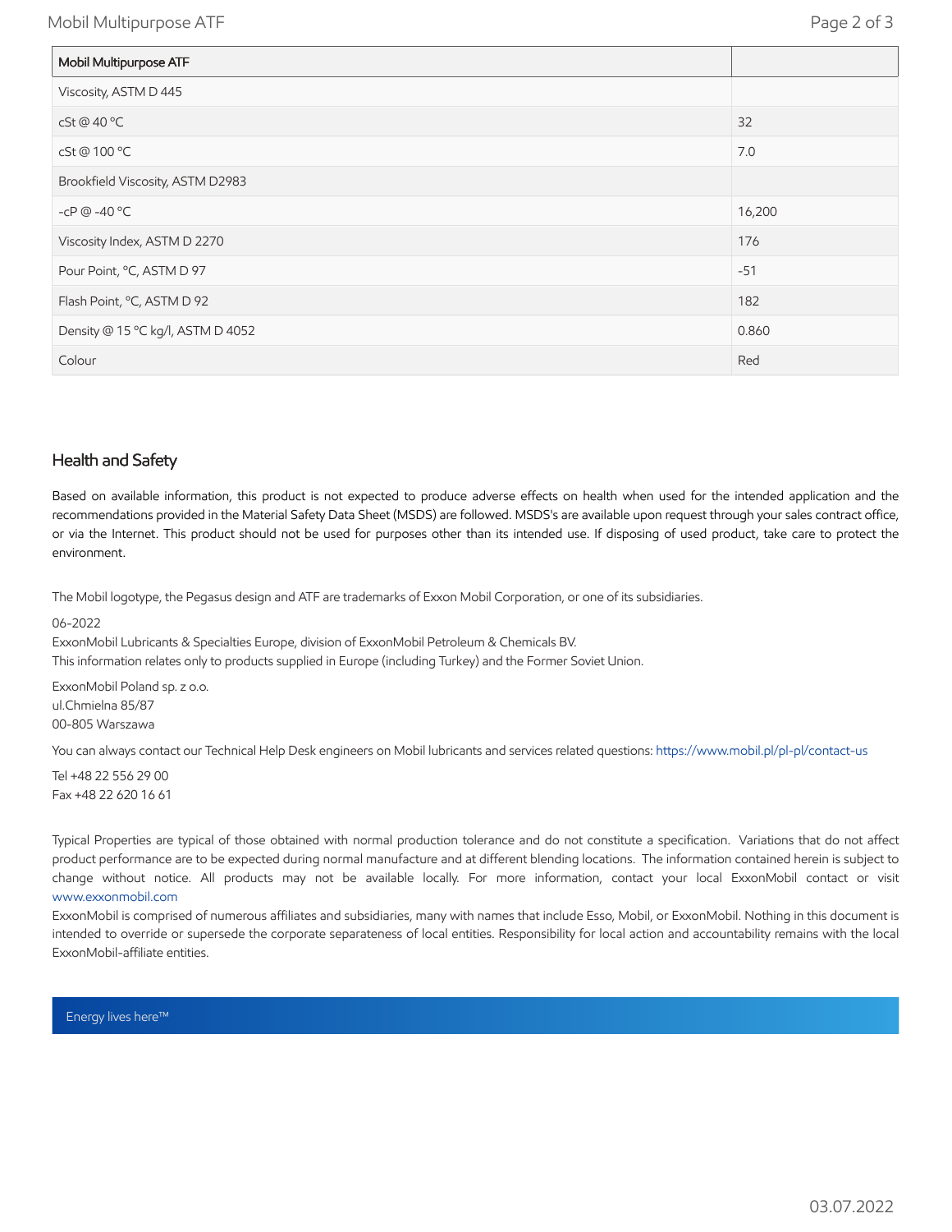| Mobil Multipurpose ATF | |
|---|---|
| Viscosity, ASTM D 445 | |
| cSt @ 40 °C | 32 |
| cSt @ 100 °C | 7.0 |
| Brookfield Viscosity, ASTM D2983 | |
| -cP @ -40 °C | 16,200 |
| Viscosity Index, ASTM D 2270 | 176 |
| Pour Point, °C, ASTM D 97 | -51 |
| Flash Point, °C, ASTM D 92 | 182 |
| Density @ 15 °C kg/l, ASTM D 4052 | 0.860 |
| Colour | Red |

## Health and Safety

Based on available information, this product is not expected to produce adverse effects on health when used for the intended application and the recommendations provided in the Material Safety Data Sheet (MSDS) are followed. MSDS's are available upon request through your sales contract office, or via the Internet. This product should not be used for purposes other than its intended use. If disposing of used product, take care to protect the environment.

The Mobil logotype, the Pegasus design and ATF are trademarks of Exxon Mobil Corporation, or one of its subsidiaries.

06-2022
ExxonMobil Lubricants & Specialties Europe, division of ExxonMobil Petroleum & Chemicals BV.
This information relates only to products supplied in Europe (including Turkey) and the Former Soviet Union.

ExxonMobil Poland sp. z o.o.
ul.Chmielna 85/87
00-805 Warszawa

You can always contact our Technical Help Desk engineers on Mobil lubricants and services related questions: https://www.mobil.pl/pl-pl/contact-us

Tel +48 22 556 29 00
Fax +48 22 620 16 61

Typical Properties are typical of those obtained with normal production tolerance and do not constitute a specification. Variations that do not affect product performance are to be expected during normal manufacture and at different blending locations. The information contained herein is subject to change without notice. All products may not be available locally. For more information, contact your local ExxonMobil contact or visit www.exxonmobil.com
ExxonMobil is comprised of numerous affiliates and subsidiaries, many with names that include Esso, Mobil, or ExxonMobil. Nothing in this document is intended to override or supersede the corporate separateness of local entities. Responsibility for local action and accountability remains with the local ExxonMobil-affiliate entities.

Energy lives here™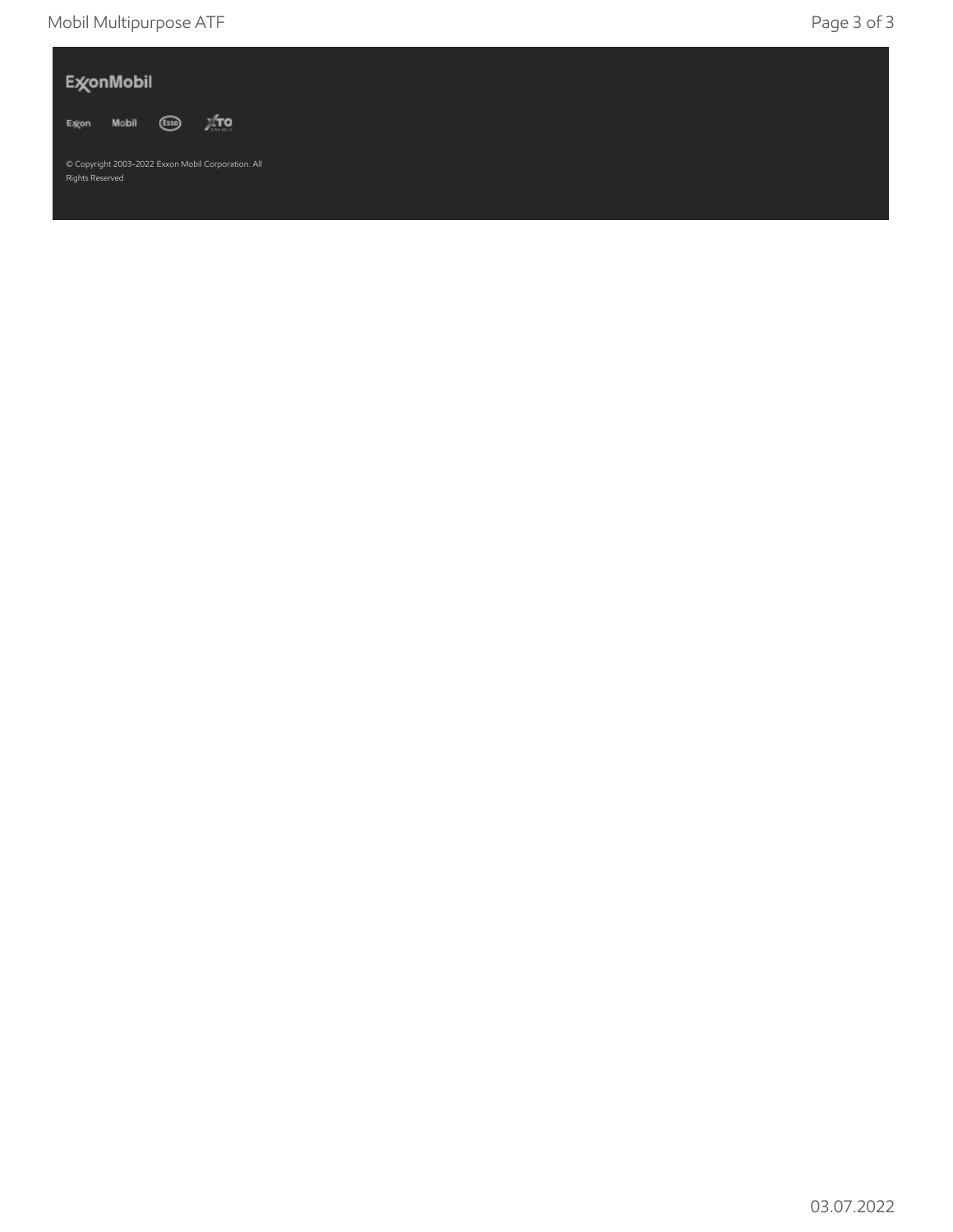ExxonMobil

Exxon Mobil Esso XTO

© Copyright 2003-2022 Exxon Mobil Corporation. All Rights Reserved